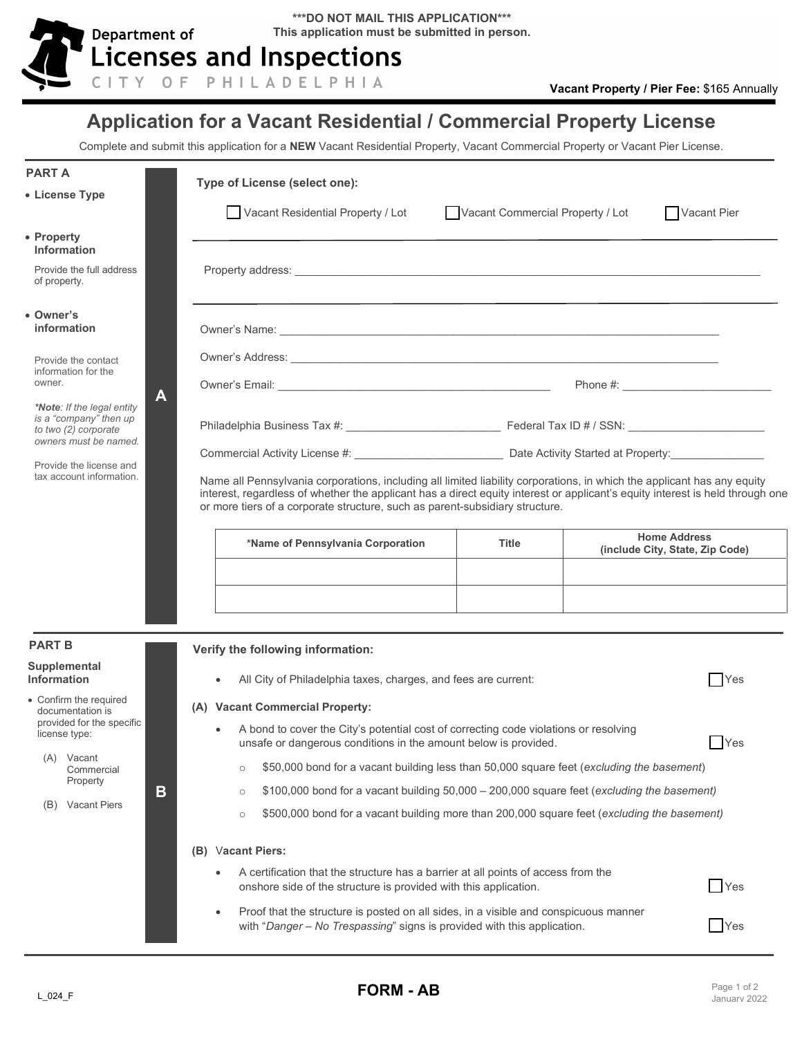***DO NOT MAIL THIS APPLICATION***
**This application must be submitted in person.**

Department of Licenses and Inspections
CITY OF PHILADELPHIA

**Vacant Property / Pier Fee:** $165 Annually

# Application for a Vacant Residential / Commercial Property License

Complete and submit this application for a **NEW** Vacant Residential Property, Vacant Commercial Property or Vacant Pier License.

## PART A

- **License Type**
- **Property Information**

  Provide the full address of property.
- **Owner's information**

  Provide the contact information for the owner.

  ***Note**: If the legal entity is a "company" then up to two (2) corporate owners must be named.*

  Provide the license and tax account information.

**Type of License (select one):**

☐ Vacant Residential Property / Lot ☐ Vacant Commercial Property / Lot ☐ Vacant Pier

Property address: ______________________________

Owner's Name: ______________________________

Owner's Address: ______________________________

Owner's Email: ______________________ Phone #: ______________________

Philadelphia Business Tax #: ______________________ Federal Tax ID # / SSN: ______________________

Commercial Activity License #: ______________________ Date Activity Started at Property: ______________

Name all Pennsylvania corporations, including all limited liability corporations, in which the applicant has any equity interest, regardless of whether the applicant has a direct equity interest or applicant's equity interest is held through one or more tiers of a corporate structure, such as parent-subsidiary structure.

| *Name of Pennsylvania Corporation | Title | Home Address (include City, State, Zip Code) |
|---|---|---|
| | | |
| | | |

## PART B

**Supplemental Information**

- Confirm the required documentation is provided for the specific license type:
  - (A) Vacant Commercial Property
  - (B) Vacant Piers

**Verify the following information:**

- All City of Philadelphia taxes, charges, and fees are current: ☐ Yes

**(A) Vacant Commercial Property:**

- A bond to cover the City's potential cost of correcting code violations or resolving unsafe or dangerous conditions in the amount below is provided. ☐ Yes
  - $50,000 bond for a vacant building less than 50,000 square feet (*excluding the basement*)
  - $100,000 bond for a vacant building 50,000 – 200,000 square feet (*excluding the basement)*
  - $500,000 bond for a vacant building more than 200,000 square feet (*excluding the basement)*

**(B) Vacant Piers:**

- A certification that the structure has a barrier at all points of access from the onshore side of the structure is provided with this application. ☐ Yes
- Proof that the structure is posted on all sides, in a visible and conspicuous manner with "*Danger – No Trespassing*" signs is provided with this application. ☐ Yes

L_024_F

**FORM - AB**

January 2022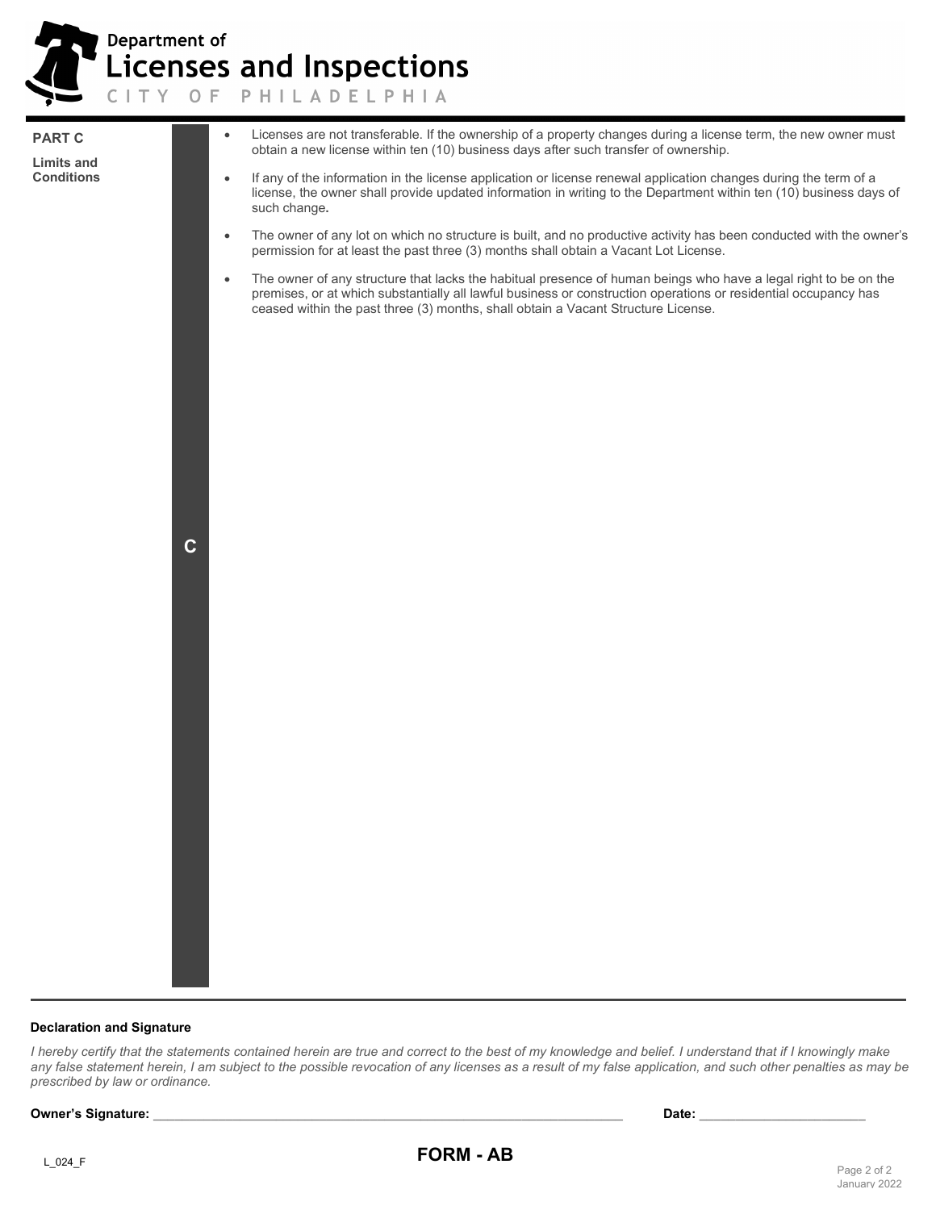**PART C**

**Limits and Conditions**

- Licenses are not transferable. If the ownership of a property changes during a license term, the new owner must obtain a new license within ten (10) business days after such transfer of ownership.
- If any of the information in the license application or license renewal application changes during the term of a license, the owner shall provide updated information in writing to the Department within ten (10) business days of such change**.**
- The owner of any lot on which no structure is built, and no productive activity has been conducted with the owner's permission for at least the past three (3) months shall obtain a Vacant Lot License.
- The owner of any structure that lacks the habitual presence of human beings who have a legal right to be on the premises, or at which substantially all lawful business or construction operations or residential occupancy has ceased within the past three (3) months, shall obtain a Vacant Structure License.

**Declaration and Signature**

*I hereby certify that the statements contained herein are true and correct to the best of my knowledge and belief. I understand that if I knowingly make any false statement herein, I am subject to the possible revocation of any licenses as a result of my false application, and such other penalties as may be prescribed by law or ordinance.*

**Owner's Signature:** ______________________________ **Date:** ______________________

L_024_F

**FORM - AB**